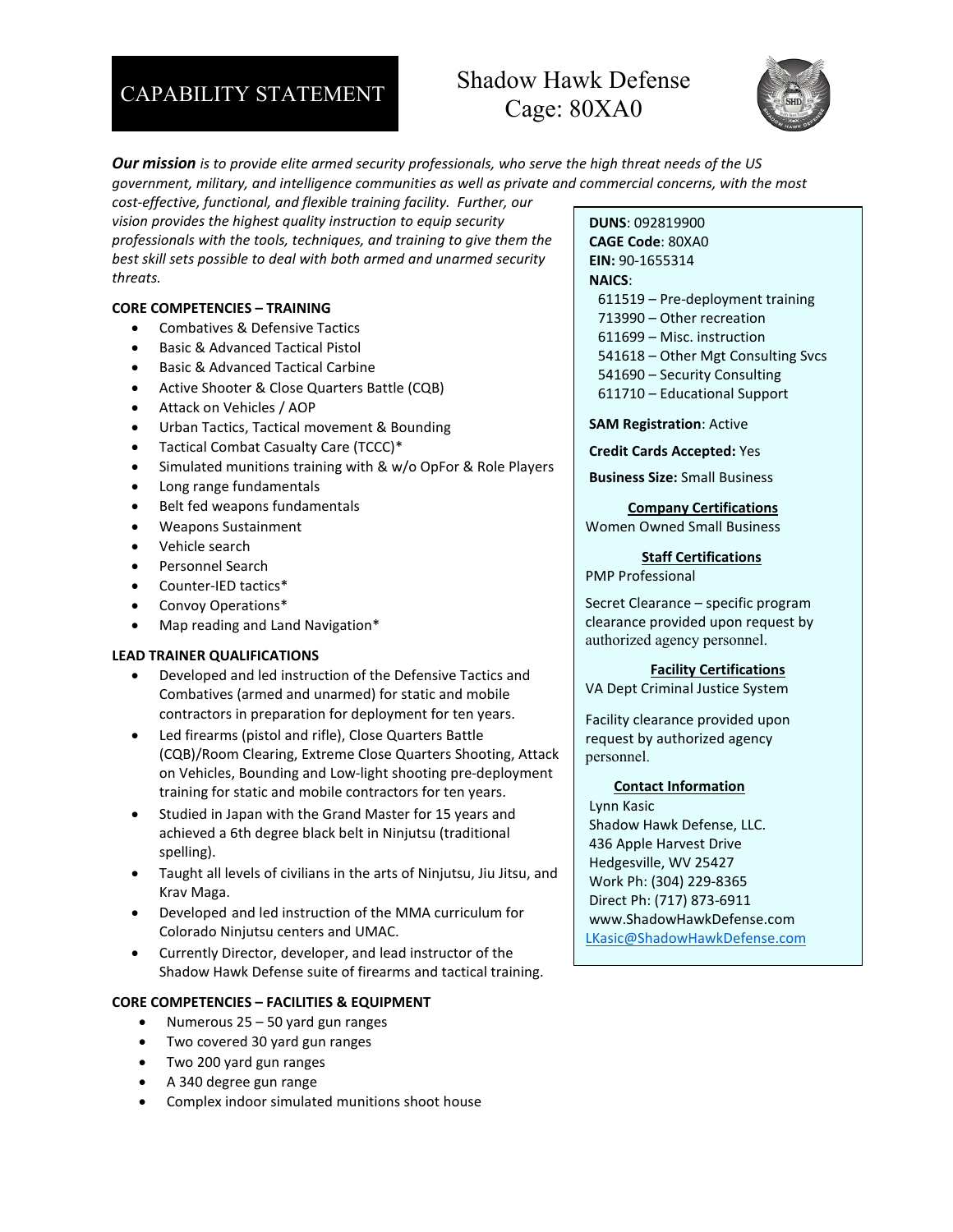# CAPABILITY STATEMENT

## Shadow Hawk Defense
## Cage: 80XA0

***Our mission** is to provide elite armed security professionals, who serve the high threat needs of the US government, military, and intelligence communities as well as private and commercial concerns, with the most cost-effective, functional, and flexible training facility. Further, our vision provides the highest quality instruction to equip security professionals with the tools, techniques, and training to give them the best skill sets possible to deal with both armed and unarmed security threats.*

**CORE COMPETENCIES – TRAINING**

- Combatives & Defensive Tactics
- Basic & Advanced Tactical Pistol
- Basic & Advanced Tactical Carbine
- Active Shooter & Close Quarters Battle (CQB)
- Attack on Vehicles / AOP
- Urban Tactics, Tactical movement & Bounding
- Tactical Combat Casualty Care (TCCC)*
- Simulated munitions training with & w/o OpFor & Role Players
- Long range fundamentals
- Belt fed weapons fundamentals
- Weapons Sustainment
- Vehicle search
- Personnel Search
- Counter-IED tactics*
- Convoy Operations*
- Map reading and Land Navigation*

**LEAD TRAINER QUALIFICATIONS**

- Developed and led instruction of the Defensive Tactics and Combatives (armed and unarmed) for static and mobile contractors in preparation for deployment for ten years.
- Led firearms (pistol and rifle), Close Quarters Battle (CQB)/Room Clearing, Extreme Close Quarters Shooting, Attack on Vehicles, Bounding and Low-light shooting pre-deployment training for static and mobile contractors for ten years.
- Studied in Japan with the Grand Master for 15 years and achieved a 6th degree black belt in Ninjutsu (traditional spelling).
- Taught all levels of civilians in the arts of Ninjutsu, Jiu Jitsu, and Krav Maga.
- Developed and led instruction of the MMA curriculum for Colorado Ninjutsu centers and UMAC.
- Currently Director, developer, and lead instructor of the Shadow Hawk Defense suite of firearms and tactical training.

**CORE COMPETENCIES – FACILITIES & EQUIPMENT**

- Numerous 25 – 50 yard gun ranges
- Two covered 30 yard gun ranges
- Two 200 yard gun ranges
- A 340 degree gun range
- Complex indoor simulated munitions shoot house

---

**DUNS**: 092819900
**CAGE Code**: 80XA0
**EIN:** 90-1655314
**NAICS**:
- 611519 – Pre-deployment training
- 713990 – Other recreation
- 611699 – Misc. instruction
- 541618 – Other Mgt Consulting Svcs
- 541690 – Security Consulting
- 611710 – Educational Support

**SAM Registration**: Active

**Credit Cards Accepted:** Yes

**Business Size:** Small Business

**Company Certifications**

Women Owned Small Business

**Staff Certifications**

PMP Professional

Secret Clearance – specific program clearance provided upon request by authorized agency personnel.

**Facility Certifications**

VA Dept Criminal Justice System

Facility clearance provided upon request by authorized agency personnel.

**Contact Information**

Lynn Kasic
Shadow Hawk Defense, LLC.
436 Apple Harvest Drive
Hedgesville, WV 25427
Work Ph: (304) 229-8365
Direct Ph: (717) 873-6911
www.ShadowHawkDefense.com
LKasic@ShadowHawkDefense.com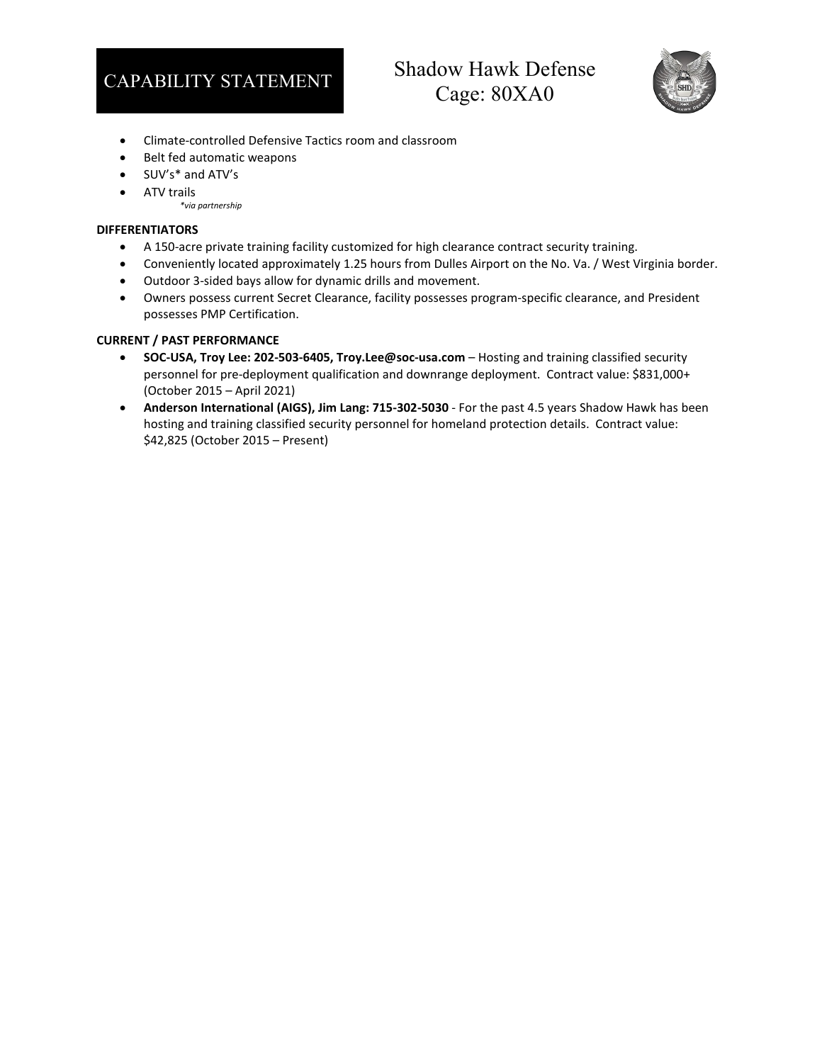- Climate-controlled Defensive Tactics room and classroom
- Belt fed automatic weapons
- SUV's* and ATV's
- ATV trails

  *\*via partnership*

**DIFFERENTIATORS**

- A 150-acre private training facility customized for high clearance contract security training.
- Conveniently located approximately 1.25 hours from Dulles Airport on the No. Va. / West Virginia border.
- Outdoor 3-sided bays allow for dynamic drills and movement.
- Owners possess current Secret Clearance, facility possesses program-specific clearance, and President possesses PMP Certification.

**CURRENT / PAST PERFORMANCE**

- **SOC-USA, Troy Lee: 202-503-6405, Troy.Lee@soc-usa.com** – Hosting and training classified security personnel for pre-deployment qualification and downrange deployment. Contract value: $831,000+ (October 2015 – April 2021)
- **Anderson International (AIGS), Jim Lang: 715-302-5030** - For the past 4.5 years Shadow Hawk has been hosting and training classified security personnel for homeland protection details. Contract value: $42,825 (October 2015 – Present)